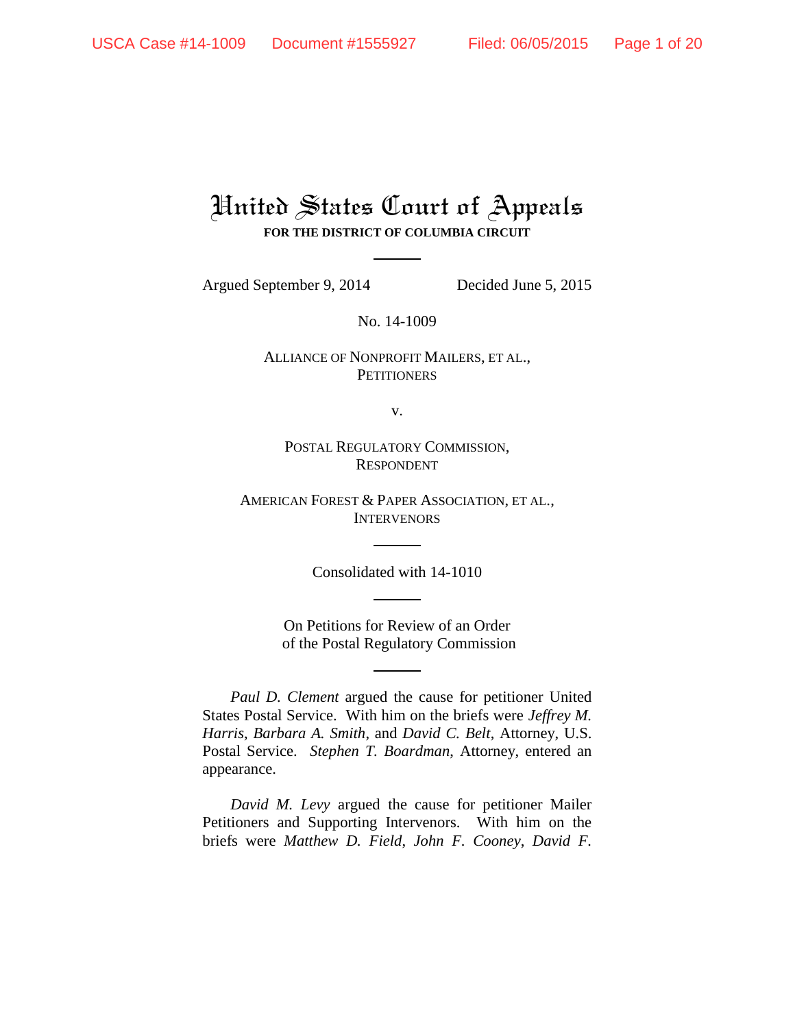# United States Court of Appeals

**FOR THE DISTRICT OF COLUMBIA CIRCUIT**

Argued September 9, 2014 Decided June 5, 2015

No. 14-1009

ALLIANCE OF NONPROFIT MAILERS, ET AL.,
PETITIONERS

v.

POSTAL REGULATORY COMMISSION,
RESPONDENT

AMERICAN FOREST & PAPER ASSOCIATION, ET AL.,
INTERVENORS

Consolidated with 14-1010

On Petitions for Review of an Order
of the Postal Regulatory Commission

*Paul D. Clement* argued the cause for petitioner United States Postal Service. With him on the briefs were *Jeffrey M. Harris*, *Barbara A. Smith*, and *David C. Belt*, Attorney, U.S. Postal Service. *Stephen T. Boardman*, Attorney, entered an appearance.

*David M. Levy* argued the cause for petitioner Mailer Petitioners and Supporting Intervenors. With him on the briefs were *Matthew D. Field*, *John F. Cooney*, *David F.*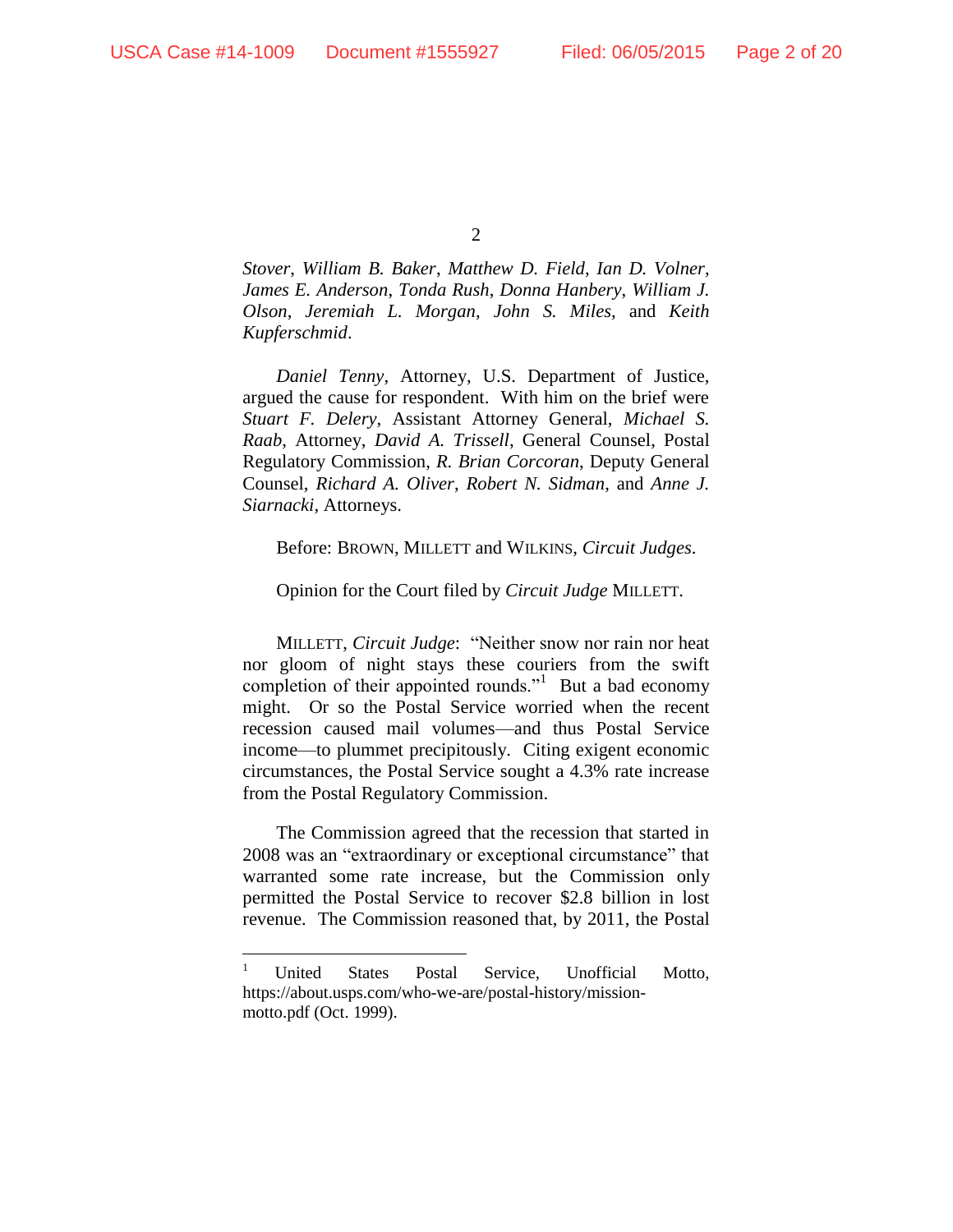*Stover*, *William B. Baker*, *Matthew D. Field*, *Ian D. Volner*, *James E. Anderson*, *Tonda Rush*, *Donna Hanbery*, *William J. Olson*, *Jeremiah L. Morgan*, *John S. Miles*, and *Keith Kupferschmid*.

*Daniel Tenny*, Attorney, U.S. Department of Justice, argued the cause for respondent. With him on the brief were *Stuart F. Delery*, Assistant Attorney General, *Michael S. Raab*, Attorney, *David A. Trissell*, General Counsel, Postal Regulatory Commission, *R. Brian Corcoran*, Deputy General Counsel, *Richard A. Oliver*, *Robert N. Sidman*, and *Anne J. Siarnacki*, Attorneys.

Before: BROWN, MILLETT and WILKINS, *Circuit Judges*.

Opinion for the Court filed by *Circuit Judge* MILLETT.

MILLETT, *Circuit Judge*: "Neither snow nor rain nor heat nor gloom of night stays these couriers from the swift completion of their appointed rounds."[1] But a bad economy might. Or so the Postal Service worried when the recent recession caused mail volumes—and thus Postal Service income—to plummet precipitously. Citing exigent economic circumstances, the Postal Service sought a 4.3% rate increase from the Postal Regulatory Commission.

The Commission agreed that the recession that started in 2008 was an "extraordinary or exceptional circumstance" that warranted some rate increase, but the Commission only permitted the Postal Service to recover $2.8 billion in lost revenue. The Commission reasoned that, by 2011, the Postal

---

[1] United States Postal Service, Unofficial Motto, https://about.usps.com/who-we-are/postal-history/mission-motto.pdf (Oct. 1999).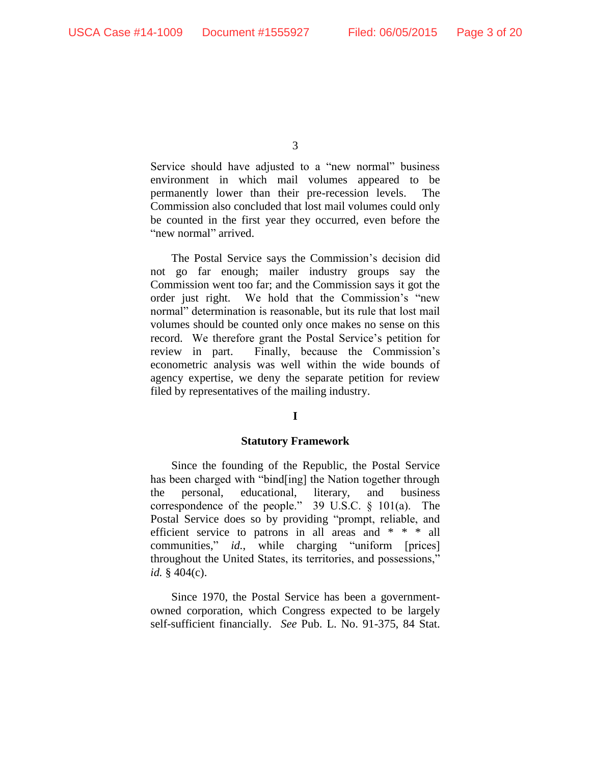Service should have adjusted to a "new normal" business environment in which mail volumes appeared to be permanently lower than their pre-recession levels. The Commission also concluded that lost mail volumes could only be counted in the first year they occurred, even before the "new normal" arrived.

The Postal Service says the Commission's decision did not go far enough; mailer industry groups say the Commission went too far; and the Commission says it got the order just right. We hold that the Commission's "new normal" determination is reasonable, but its rule that lost mail volumes should be counted only once makes no sense on this record. We therefore grant the Postal Service's petition for review in part. Finally, because the Commission's econometric analysis was well within the wide bounds of agency expertise, we deny the separate petition for review filed by representatives of the mailing industry.

## I

### Statutory Framework

Since the founding of the Republic, the Postal Service has been charged with "bind[ing] the Nation together through the personal, educational, literary, and business correspondence of the people." 39 U.S.C. § 101(a). The Postal Service does so by providing "prompt, reliable, and efficient service to patrons in all areas and * * * all communities," *id.*, while charging "uniform [prices] throughout the United States, its territories, and possessions," *id.* § 404(c).

Since 1970, the Postal Service has been a government-owned corporation, which Congress expected to be largely self-sufficient financially. *See* Pub. L. No. 91-375, 84 Stat.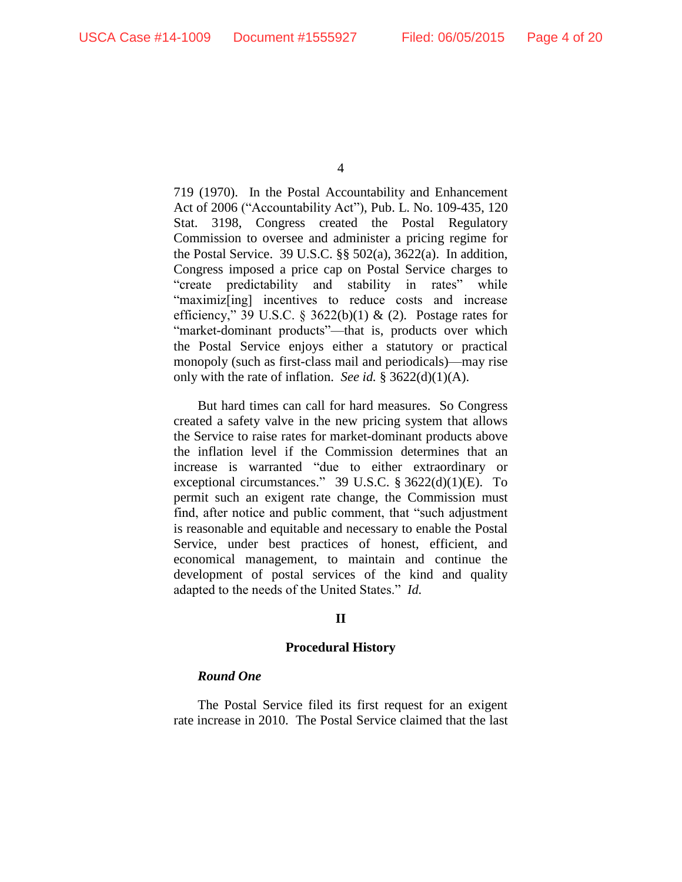719 (1970). In the Postal Accountability and Enhancement Act of 2006 ("Accountability Act"), Pub. L. No. 109-435, 120 Stat. 3198, Congress created the Postal Regulatory Commission to oversee and administer a pricing regime for the Postal Service. 39 U.S.C. §§ 502(a), 3622(a). In addition, Congress imposed a price cap on Postal Service charges to "create predictability and stability in rates" while "maximiz[ing] incentives to reduce costs and increase efficiency," 39 U.S.C. § 3622(b)(1) & (2). Postage rates for "market-dominant products"—that is, products over which the Postal Service enjoys either a statutory or practical monopoly (such as first-class mail and periodicals)—may rise only with the rate of inflation. *See id.* § 3622(d)(1)(A).

But hard times can call for hard measures. So Congress created a safety valve in the new pricing system that allows the Service to raise rates for market-dominant products above the inflation level if the Commission determines that an increase is warranted "due to either extraordinary or exceptional circumstances." 39 U.S.C. § 3622(d)(1)(E). To permit such an exigent rate change, the Commission must find, after notice and public comment, that "such adjustment is reasonable and equitable and necessary to enable the Postal Service, under best practices of honest, efficient, and economical management, to maintain and continue the development of postal services of the kind and quality adapted to the needs of the United States." *Id.*

## II

### Procedural History

***Round One***

The Postal Service filed its first request for an exigent rate increase in 2010. The Postal Service claimed that the last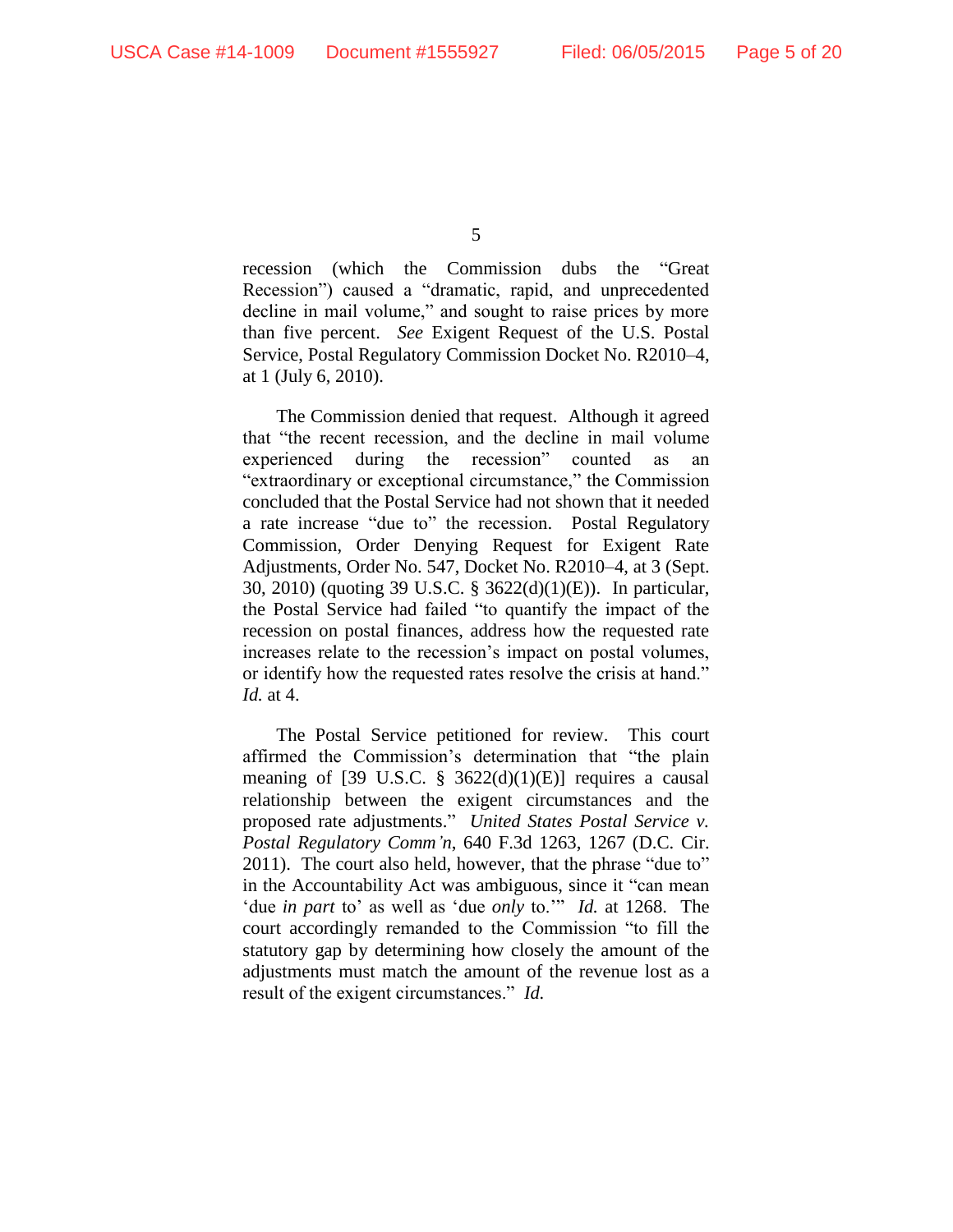recession (which the Commission dubs the "Great Recession") caused a "dramatic, rapid, and unprecedented decline in mail volume," and sought to raise prices by more than five percent. *See* Exigent Request of the U.S. Postal Service, Postal Regulatory Commission Docket No. R2010–4, at 1 (July 6, 2010).

The Commission denied that request. Although it agreed that "the recent recession, and the decline in mail volume experienced during the recession" counted as an "extraordinary or exceptional circumstance," the Commission concluded that the Postal Service had not shown that it needed a rate increase "due to" the recession. Postal Regulatory Commission, Order Denying Request for Exigent Rate Adjustments, Order No. 547, Docket No. R2010–4, at 3 (Sept. 30, 2010) (quoting 39 U.S.C. § 3622(d)(1)(E)). In particular, the Postal Service had failed "to quantify the impact of the recession on postal finances, address how the requested rate increases relate to the recession's impact on postal volumes, or identify how the requested rates resolve the crisis at hand." *Id.* at 4.

The Postal Service petitioned for review. This court affirmed the Commission's determination that "the plain meaning of [39 U.S.C. § 3622(d)(1)(E)] requires a causal relationship between the exigent circumstances and the proposed rate adjustments." *United States Postal Service v. Postal Regulatory Comm'n*, 640 F.3d 1263, 1267 (D.C. Cir. 2011). The court also held, however, that the phrase "due to" in the Accountability Act was ambiguous, since it "can mean 'due *in part* to' as well as 'due *only* to.'" *Id.* at 1268. The court accordingly remanded to the Commission "to fill the statutory gap by determining how closely the amount of the adjustments must match the amount of the revenue lost as a result of the exigent circumstances." *Id.*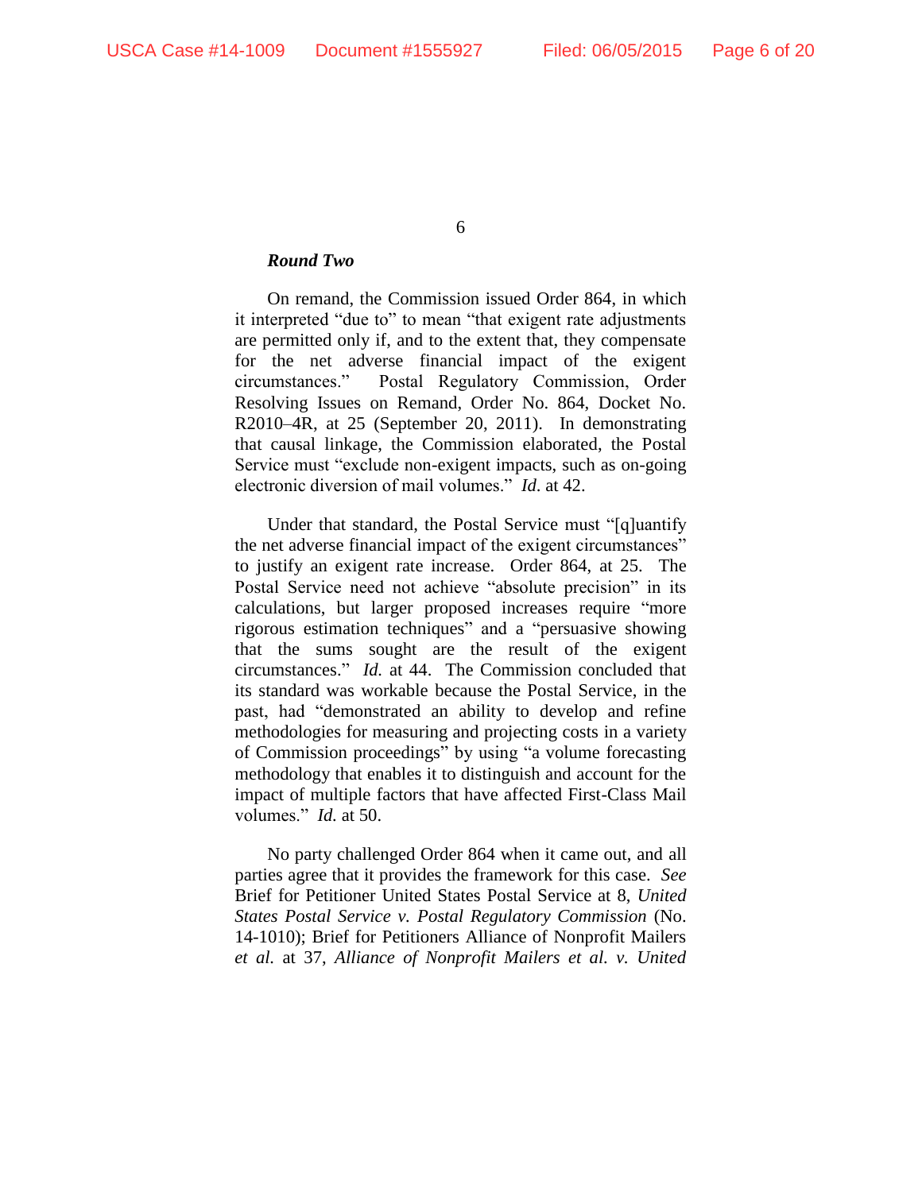***Round Two***

On remand, the Commission issued Order 864, in which it interpreted "due to" to mean "that exigent rate adjustments are permitted only if, and to the extent that, they compensate for the net adverse financial impact of the exigent circumstances." Postal Regulatory Commission, Order Resolving Issues on Remand, Order No. 864, Docket No. R2010–4R, at 25 (September 20, 2011). In demonstrating that causal linkage, the Commission elaborated, the Postal Service must "exclude non-exigent impacts, such as on-going electronic diversion of mail volumes." *Id.* at 42.

Under that standard, the Postal Service must "[q]uantify the net adverse financial impact of the exigent circumstances" to justify an exigent rate increase. Order 864, at 25. The Postal Service need not achieve "absolute precision" in its calculations, but larger proposed increases require "more rigorous estimation techniques" and a "persuasive showing that the sums sought are the result of the exigent circumstances." *Id.* at 44. The Commission concluded that its standard was workable because the Postal Service, in the past, had "demonstrated an ability to develop and refine methodologies for measuring and projecting costs in a variety of Commission proceedings" by using "a volume forecasting methodology that enables it to distinguish and account for the impact of multiple factors that have affected First-Class Mail volumes." *Id.* at 50.

No party challenged Order 864 when it came out, and all parties agree that it provides the framework for this case. *See* Brief for Petitioner United States Postal Service at 8, *United States Postal Service v. Postal Regulatory Commission* (No. 14-1010); Brief for Petitioners Alliance of Nonprofit Mailers *et al.* at 37, *Alliance of Nonprofit Mailers et al. v. United*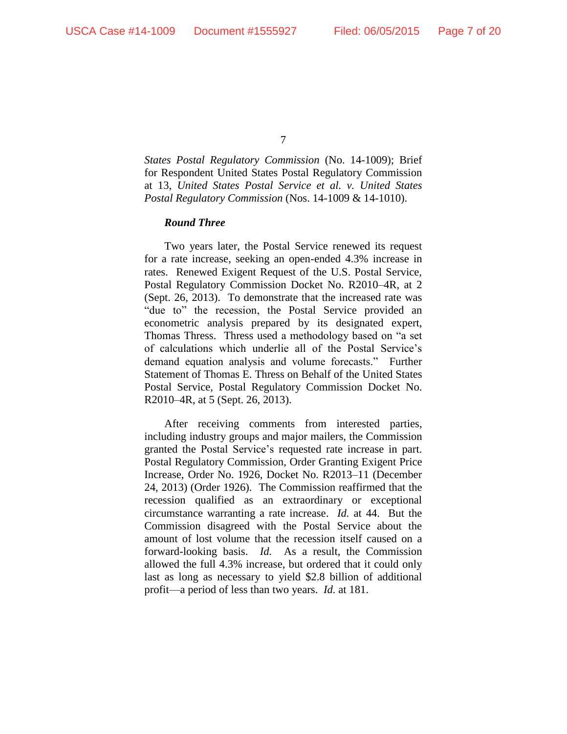*States Postal Regulatory Commission* (No. 14-1009); Brief for Respondent United States Postal Regulatory Commission at 13, *United States Postal Service et al. v. United States Postal Regulatory Commission* (Nos. 14-1009 & 14-1010).

***Round Three***

Two years later, the Postal Service renewed its request for a rate increase, seeking an open-ended 4.3% increase in rates. Renewed Exigent Request of the U.S. Postal Service, Postal Regulatory Commission Docket No. R2010–4R, at 2 (Sept. 26, 2013). To demonstrate that the increased rate was "due to" the recession, the Postal Service provided an econometric analysis prepared by its designated expert, Thomas Thress. Thress used a methodology based on "a set of calculations which underlie all of the Postal Service's demand equation analysis and volume forecasts." Further Statement of Thomas E. Thress on Behalf of the United States Postal Service, Postal Regulatory Commission Docket No. R2010–4R, at 5 (Sept. 26, 2013).

After receiving comments from interested parties, including industry groups and major mailers, the Commission granted the Postal Service's requested rate increase in part. Postal Regulatory Commission, Order Granting Exigent Price Increase, Order No. 1926, Docket No. R2013–11 (December 24, 2013) (Order 1926). The Commission reaffirmed that the recession qualified as an extraordinary or exceptional circumstance warranting a rate increase. *Id.* at 44. But the Commission disagreed with the Postal Service about the amount of lost volume that the recession itself caused on a forward-looking basis. *Id.* As a result, the Commission allowed the full 4.3% increase, but ordered that it could only last as long as necessary to yield $2.8 billion of additional profit—a period of less than two years. *Id.* at 181.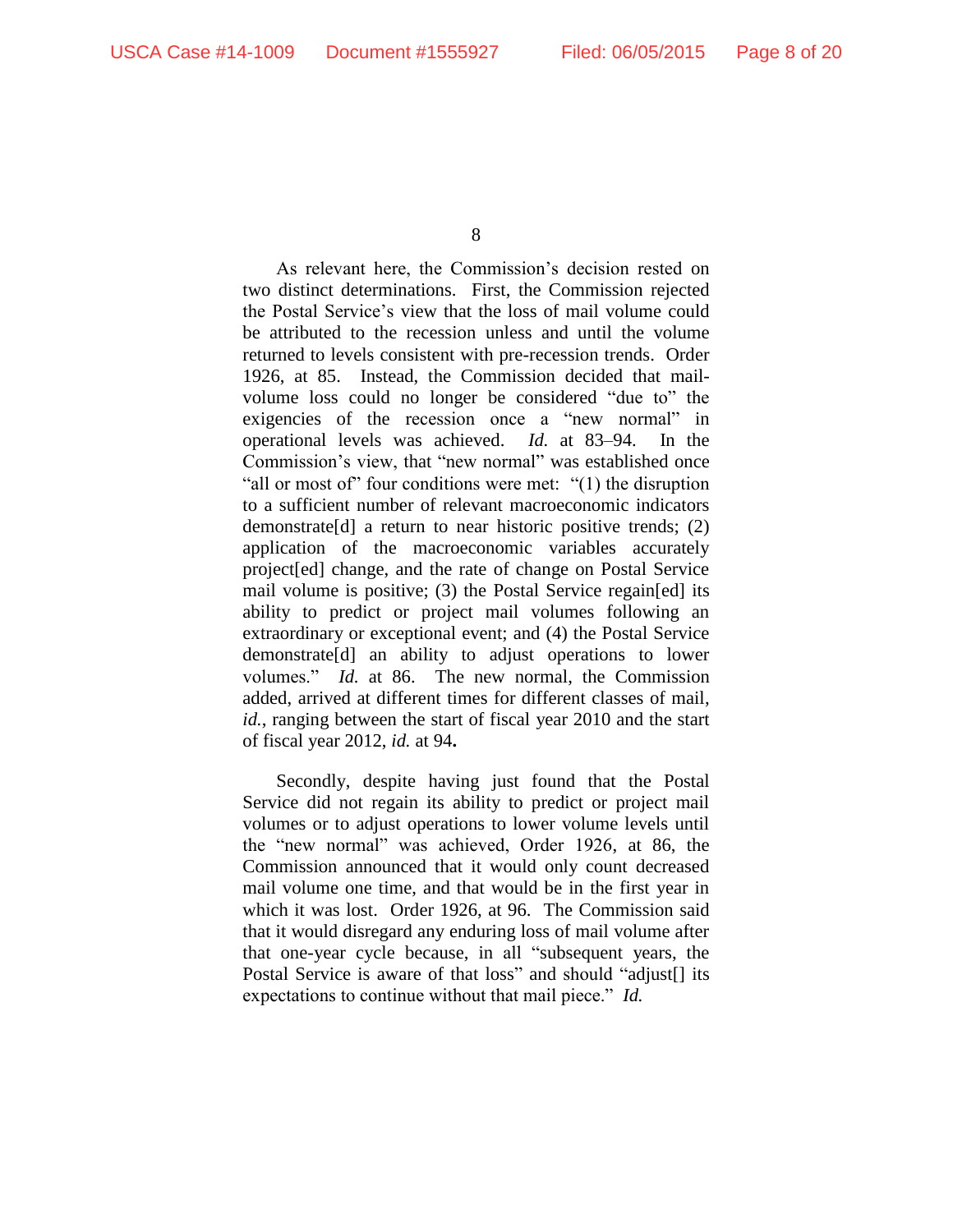As relevant here, the Commission's decision rested on two distinct determinations. First, the Commission rejected the Postal Service's view that the loss of mail volume could be attributed to the recession unless and until the volume returned to levels consistent with pre-recession trends. Order 1926, at 85. Instead, the Commission decided that mail-volume loss could no longer be considered "due to" the exigencies of the recession once a "new normal" in operational levels was achieved. *Id.* at 83–94. In the Commission's view, that "new normal" was established once "all or most of" four conditions were met: "(1) the disruption to a sufficient number of relevant macroeconomic indicators demonstrate[d] a return to near historic positive trends; (2) application of the macroeconomic variables accurately project[ed] change, and the rate of change on Postal Service mail volume is positive; (3) the Postal Service regain[ed] its ability to predict or project mail volumes following an extraordinary or exceptional event; and (4) the Postal Service demonstrate[d] an ability to adjust operations to lower volumes." *Id.* at 86. The new normal, the Commission added, arrived at different times for different classes of mail, *id.*, ranging between the start of fiscal year 2010 and the start of fiscal year 2012, *id.* at 94**.**

Secondly, despite having just found that the Postal Service did not regain its ability to predict or project mail volumes or to adjust operations to lower volume levels until the "new normal" was achieved, Order 1926, at 86, the Commission announced that it would only count decreased mail volume one time, and that would be in the first year in which it was lost. Order 1926, at 96. The Commission said that it would disregard any enduring loss of mail volume after that one-year cycle because, in all "subsequent years, the Postal Service is aware of that loss" and should "adjust[] its expectations to continue without that mail piece." *Id.*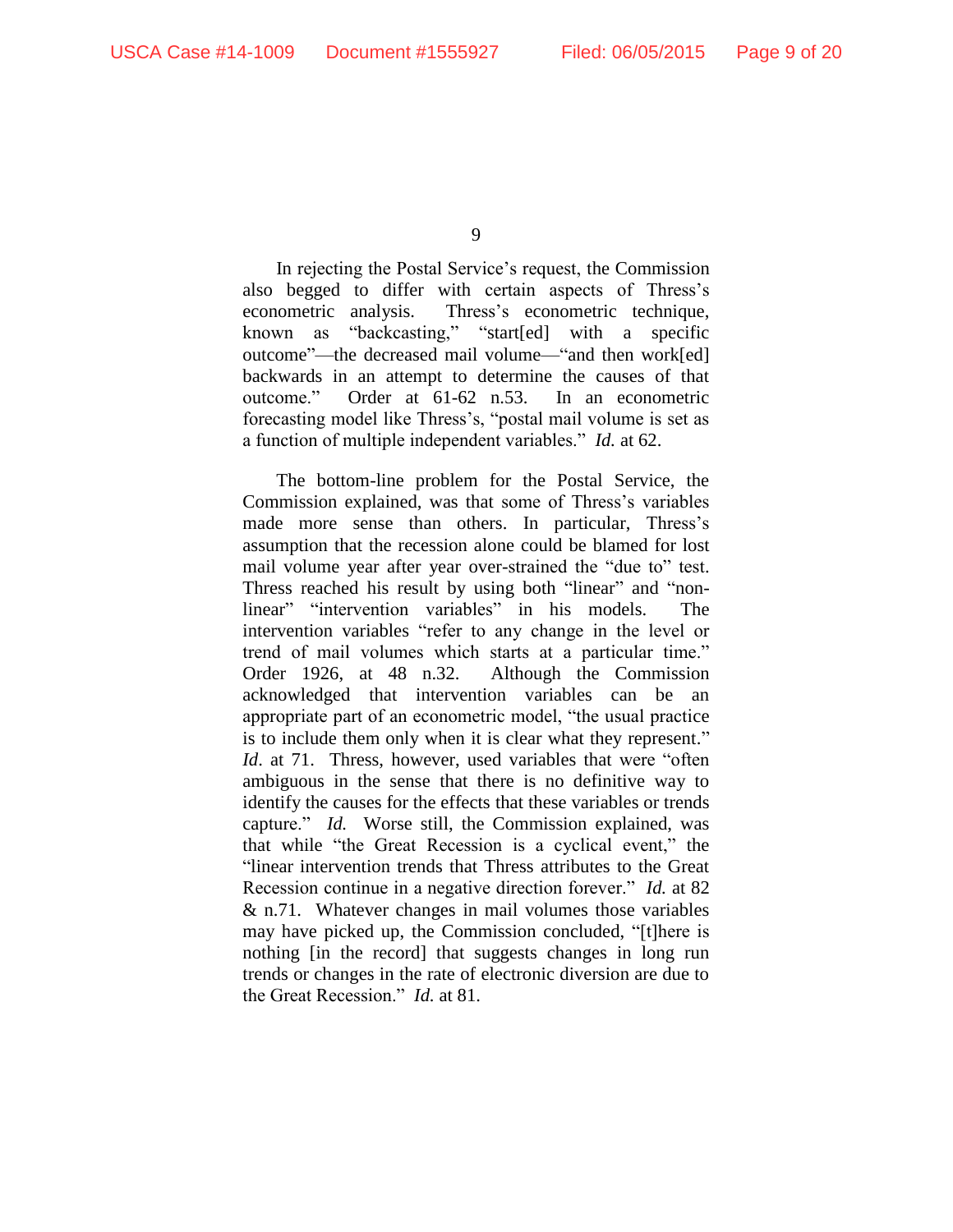In rejecting the Postal Service's request, the Commission also begged to differ with certain aspects of Thress's econometric analysis. Thress's econometric technique, known as "backcasting," "start[ed] with a specific outcome"—the decreased mail volume—"and then work[ed] backwards in an attempt to determine the causes of that outcome." Order at 61-62 n.53. In an econometric forecasting model like Thress's, "postal mail volume is set as a function of multiple independent variables." *Id.* at 62.

The bottom-line problem for the Postal Service, the Commission explained, was that some of Thress's variables made more sense than others. In particular, Thress's assumption that the recession alone could be blamed for lost mail volume year after year over-strained the "due to" test. Thress reached his result by using both "linear" and "non-linear" "intervention variables" in his models. The intervention variables "refer to any change in the level or trend of mail volumes which starts at a particular time." Order 1926, at 48 n.32. Although the Commission acknowledged that intervention variables can be an appropriate part of an econometric model, "the usual practice is to include them only when it is clear what they represent." *Id*. at 71. Thress, however, used variables that were "often ambiguous in the sense that there is no definitive way to identify the causes for the effects that these variables or trends capture." *Id.* Worse still, the Commission explained, was that while "the Great Recession is a cyclical event," the "linear intervention trends that Thress attributes to the Great Recession continue in a negative direction forever." *Id.* at 82 & n.71. Whatever changes in mail volumes those variables may have picked up, the Commission concluded, "[t]here is nothing [in the record] that suggests changes in long run trends or changes in the rate of electronic diversion are due to the Great Recession." *Id.* at 81.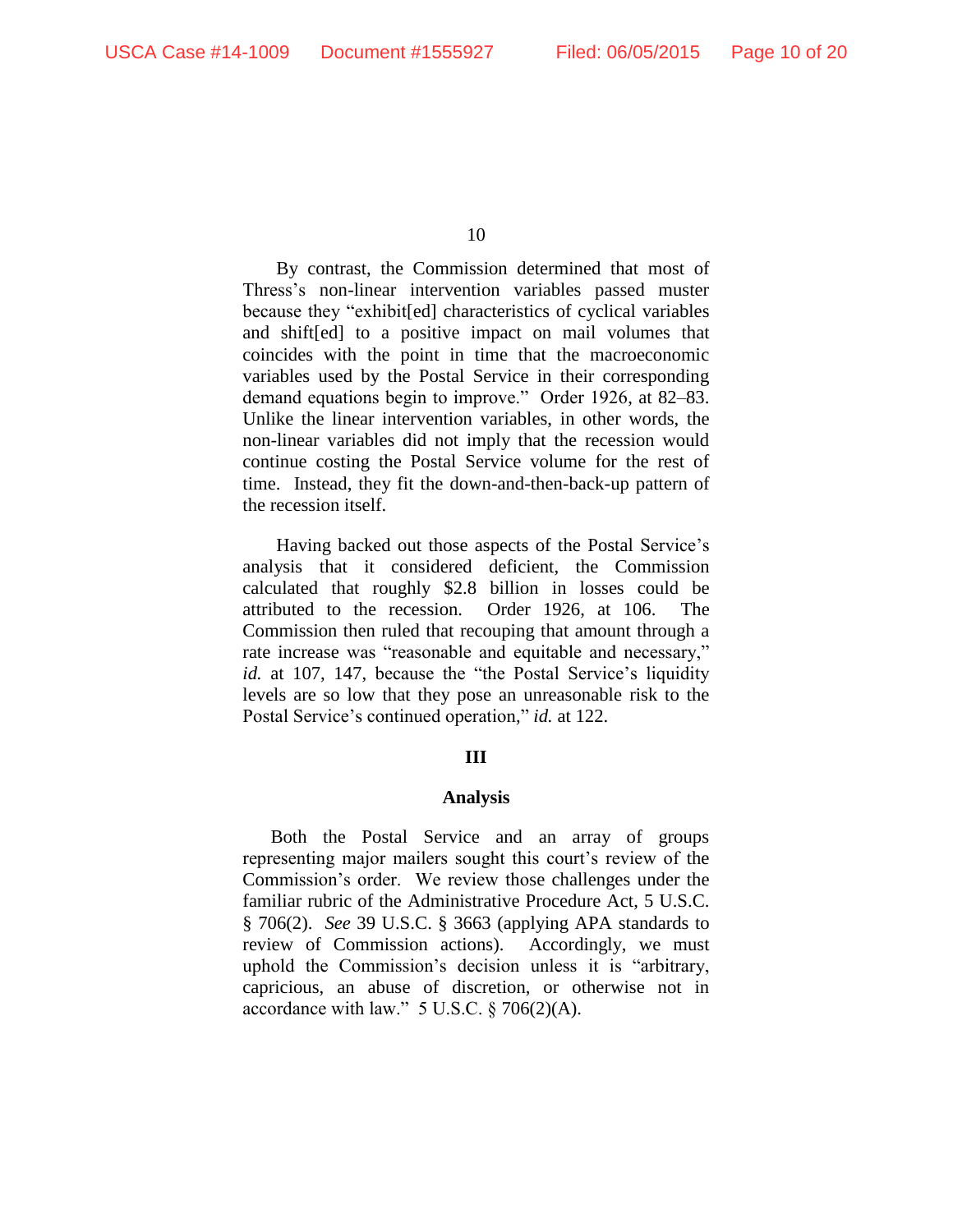By contrast, the Commission determined that most of Thress's non-linear intervention variables passed muster because they "exhibit[ed] characteristics of cyclical variables and shift[ed] to a positive impact on mail volumes that coincides with the point in time that the macroeconomic variables used by the Postal Service in their corresponding demand equations begin to improve." Order 1926, at 82–83. Unlike the linear intervention variables, in other words, the non-linear variables did not imply that the recession would continue costing the Postal Service volume for the rest of time. Instead, they fit the down-and-then-back-up pattern of the recession itself.

Having backed out those aspects of the Postal Service's analysis that it considered deficient, the Commission calculated that roughly $2.8 billion in losses could be attributed to the recession. Order 1926, at 106. The Commission then ruled that recouping that amount through a rate increase was "reasonable and equitable and necessary," *id.* at 107, 147, because the "the Postal Service's liquidity levels are so low that they pose an unreasonable risk to the Postal Service's continued operation," *id.* at 122.

## III

### Analysis

Both the Postal Service and an array of groups representing major mailers sought this court's review of the Commission's order. We review those challenges under the familiar rubric of the Administrative Procedure Act, 5 U.S.C. § 706(2). *See* 39 U.S.C. § 3663 (applying APA standards to review of Commission actions). Accordingly, we must uphold the Commission's decision unless it is "arbitrary, capricious, an abuse of discretion, or otherwise not in accordance with law." 5 U.S.C. § 706(2)(A).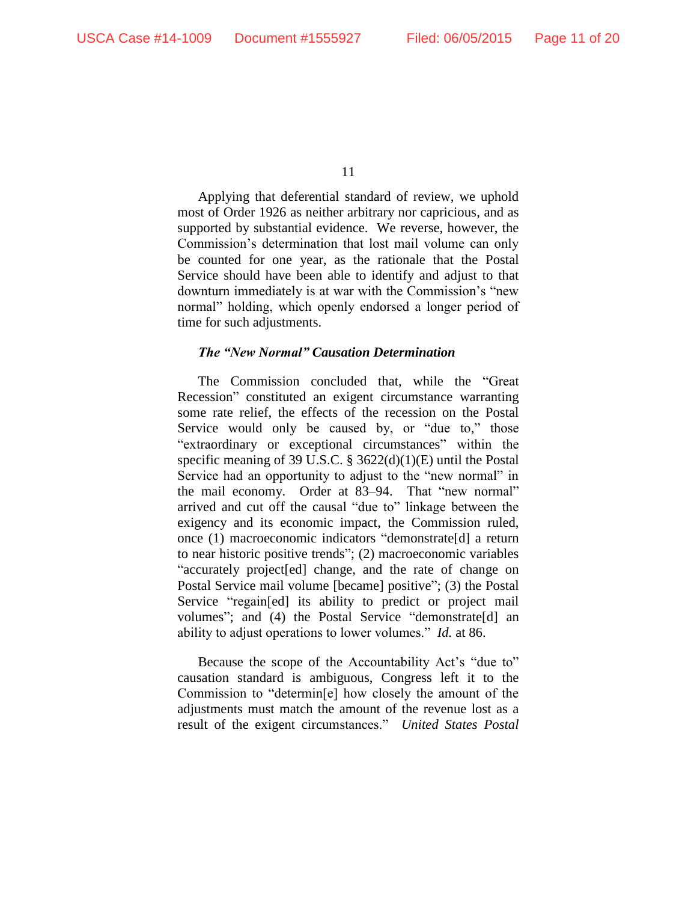Applying that deferential standard of review, we uphold most of Order 1926 as neither arbitrary nor capricious, and as supported by substantial evidence. We reverse, however, the Commission's determination that lost mail volume can only be counted for one year, as the rationale that the Postal Service should have been able to identify and adjust to that downturn immediately is at war with the Commission's "new normal" holding, which openly endorsed a longer period of time for such adjustments.

***The "New Normal" Causation Determination***

The Commission concluded that, while the "Great Recession" constituted an exigent circumstance warranting some rate relief, the effects of the recession on the Postal Service would only be caused by, or "due to," those "extraordinary or exceptional circumstances" within the specific meaning of 39 U.S.C. § 3622(d)(1)(E) until the Postal Service had an opportunity to adjust to the "new normal" in the mail economy. Order at 83–94. That "new normal" arrived and cut off the causal "due to" linkage between the exigency and its economic impact, the Commission ruled, once (1) macroeconomic indicators "demonstrate[d] a return to near historic positive trends"; (2) macroeconomic variables "accurately project[ed] change, and the rate of change on Postal Service mail volume [became] positive"; (3) the Postal Service "regain[ed] its ability to predict or project mail volumes"; and (4) the Postal Service "demonstrate[d] an ability to adjust operations to lower volumes." *Id.* at 86.

Because the scope of the Accountability Act's "due to" causation standard is ambiguous, Congress left it to the Commission to "determin[e] how closely the amount of the adjustments must match the amount of the revenue lost as a result of the exigent circumstances." *United States Postal*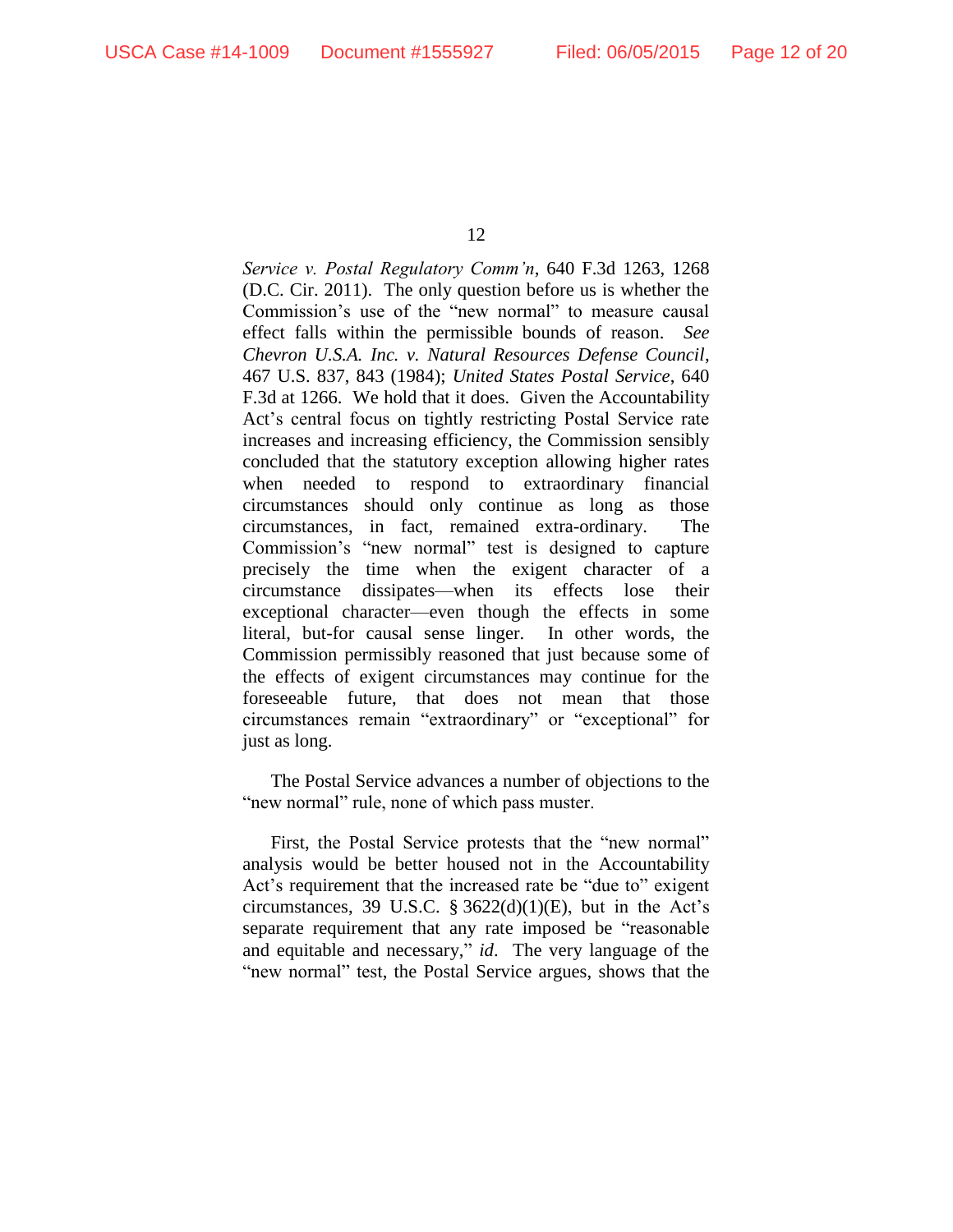*Service v. Postal Regulatory Comm'n*, 640 F.3d 1263, 1268 (D.C. Cir. 2011). The only question before us is whether the Commission's use of the "new normal" to measure causal effect falls within the permissible bounds of reason. *See Chevron U.S.A. Inc. v. Natural Resources Defense Council*, 467 U.S. 837, 843 (1984); *United States Postal Service*, 640 F.3d at 1266. We hold that it does. Given the Accountability Act's central focus on tightly restricting Postal Service rate increases and increasing efficiency, the Commission sensibly concluded that the statutory exception allowing higher rates when needed to respond to extraordinary financial circumstances should only continue as long as those circumstances, in fact, remained extra-ordinary. The Commission's "new normal" test is designed to capture precisely the time when the exigent character of a circumstance dissipates—when its effects lose their exceptional character—even though the effects in some literal, but-for causal sense linger. In other words, the Commission permissibly reasoned that just because some of the effects of exigent circumstances may continue for the foreseeable future, that does not mean that those circumstances remain "extraordinary" or "exceptional" for just as long.

The Postal Service advances a number of objections to the "new normal" rule, none of which pass muster.

First, the Postal Service protests that the "new normal" analysis would be better housed not in the Accountability Act's requirement that the increased rate be "due to" exigent circumstances, 39 U.S.C. § 3622(d)(1)(E), but in the Act's separate requirement that any rate imposed be "reasonable and equitable and necessary," *id*. The very language of the "new normal" test, the Postal Service argues, shows that the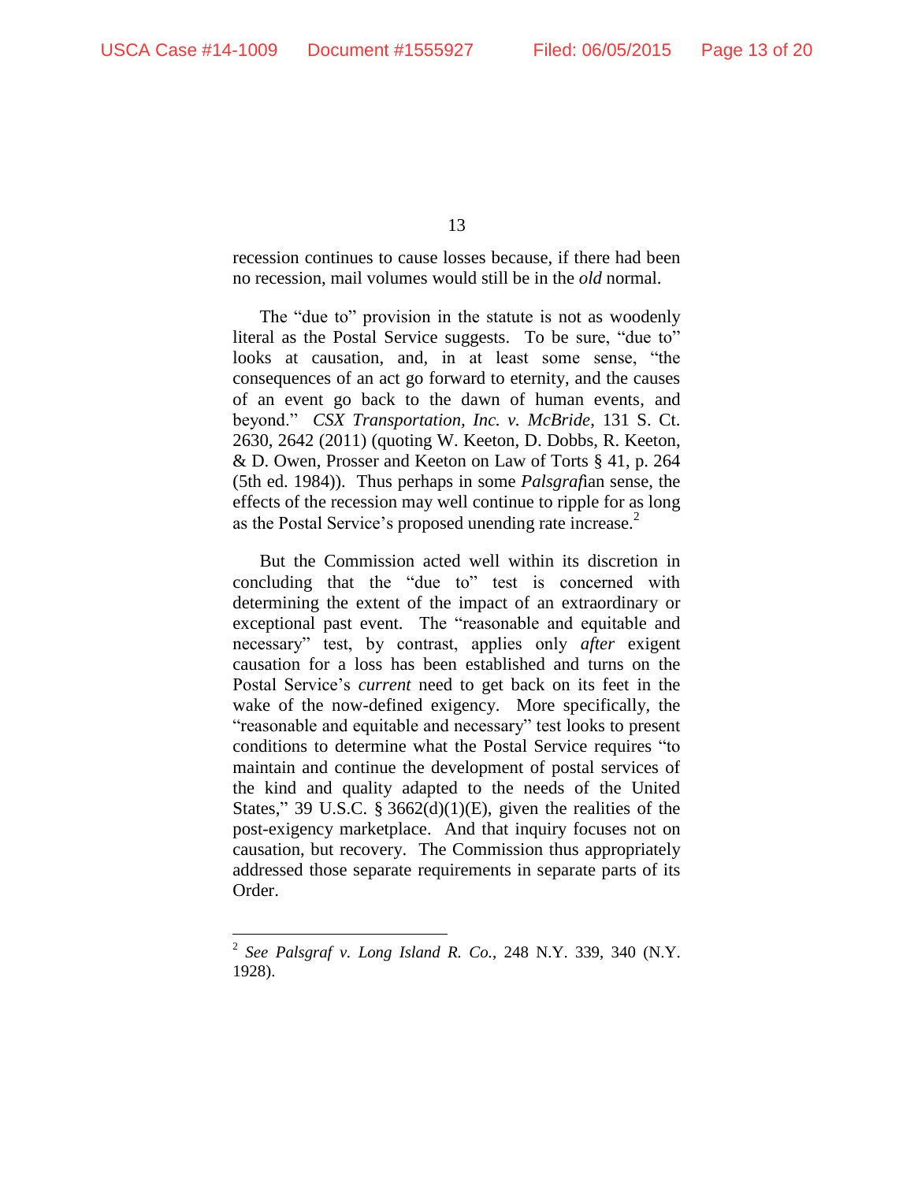recession continues to cause losses because, if there had been no recession, mail volumes would still be in the *old* normal.

The "due to" provision in the statute is not as woodenly literal as the Postal Service suggests. To be sure, "due to" looks at causation, and, in at least some sense, "the consequences of an act go forward to eternity, and the causes of an event go back to the dawn of human events, and beyond." *CSX Transportation, Inc. v. McBride*, 131 S. Ct. 2630, 2642 (2011) (quoting W. Keeton, D. Dobbs, R. Keeton, & D. Owen, Prosser and Keeton on Law of Torts § 41, p. 264 (5th ed. 1984)). Thus perhaps in some *Palsgraf*ian sense, the effects of the recession may well continue to ripple for as long as the Postal Service's proposed unending rate increase.[2]

But the Commission acted well within its discretion in concluding that the "due to" test is concerned with determining the extent of the impact of an extraordinary or exceptional past event. The "reasonable and equitable and necessary" test, by contrast, applies only *after* exigent causation for a loss has been established and turns on the Postal Service's *current* need to get back on its feet in the wake of the now-defined exigency. More specifically, the "reasonable and equitable and necessary" test looks to present conditions to determine what the Postal Service requires "to maintain and continue the development of postal services of the kind and quality adapted to the needs of the United States," 39 U.S.C. § 3662(d)(1)(E), given the realities of the post-exigency marketplace. And that inquiry focuses not on causation, but recovery. The Commission thus appropriately addressed those separate requirements in separate parts of its Order.

---

[2] *See Palsgraf v. Long Island R. Co.*, 248 N.Y. 339, 340 (N.Y. 1928).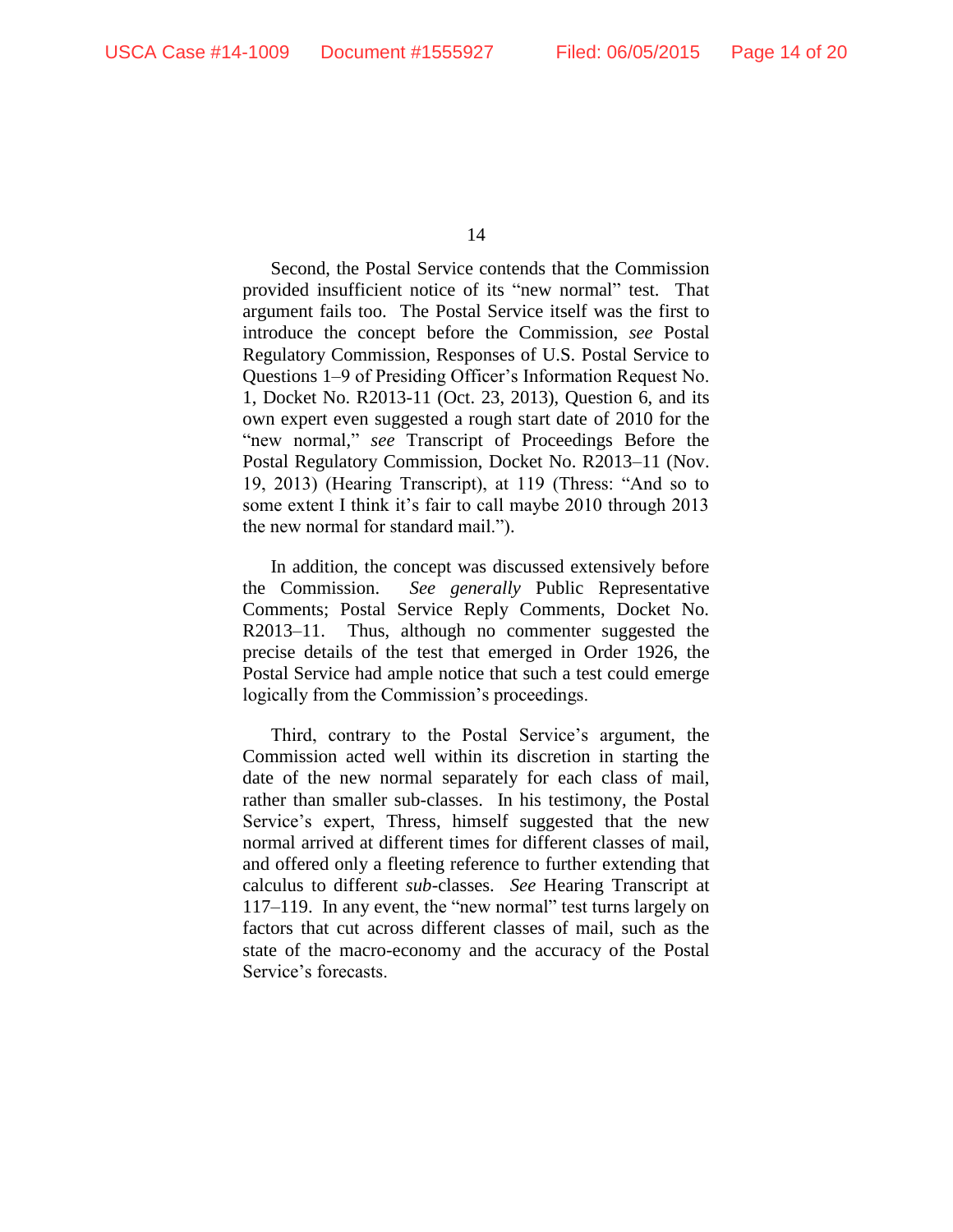Second, the Postal Service contends that the Commission provided insufficient notice of its "new normal" test. That argument fails too. The Postal Service itself was the first to introduce the concept before the Commission, *see* Postal Regulatory Commission, Responses of U.S. Postal Service to Questions 1–9 of Presiding Officer's Information Request No. 1, Docket No. R2013-11 (Oct. 23, 2013), Question 6, and its own expert even suggested a rough start date of 2010 for the "new normal," *see* Transcript of Proceedings Before the Postal Regulatory Commission, Docket No. R2013–11 (Nov. 19, 2013) (Hearing Transcript), at 119 (Thress: "And so to some extent I think it's fair to call maybe 2010 through 2013 the new normal for standard mail.").

In addition, the concept was discussed extensively before the Commission. *See generally* Public Representative Comments; Postal Service Reply Comments, Docket No. R2013–11. Thus, although no commenter suggested the precise details of the test that emerged in Order 1926, the Postal Service had ample notice that such a test could emerge logically from the Commission's proceedings.

Third, contrary to the Postal Service's argument, the Commission acted well within its discretion in starting the date of the new normal separately for each class of mail, rather than smaller sub-classes. In his testimony, the Postal Service's expert, Thress, himself suggested that the new normal arrived at different times for different classes of mail, and offered only a fleeting reference to further extending that calculus to different *sub*-classes. *See* Hearing Transcript at 117–119. In any event, the "new normal" test turns largely on factors that cut across different classes of mail, such as the state of the macro-economy and the accuracy of the Postal Service's forecasts.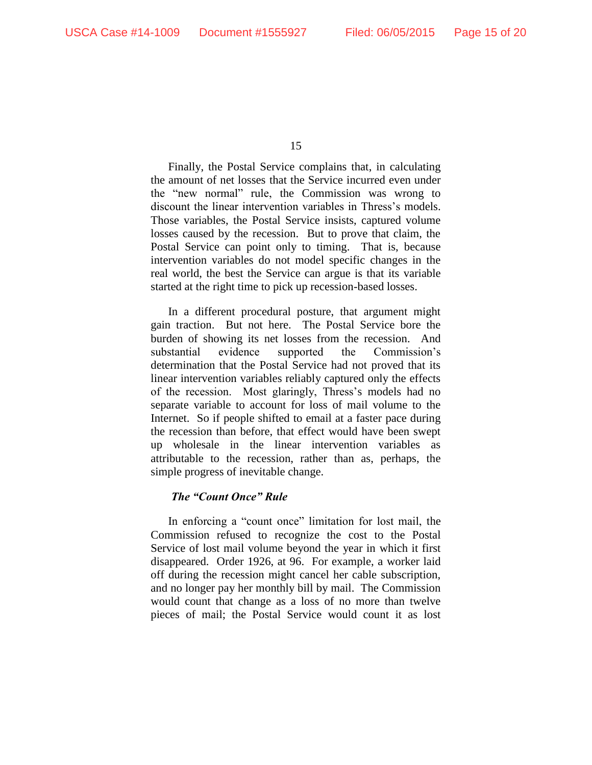Finally, the Postal Service complains that, in calculating the amount of net losses that the Service incurred even under the "new normal" rule, the Commission was wrong to discount the linear intervention variables in Thress's models. Those variables, the Postal Service insists, captured volume losses caused by the recession. But to prove that claim, the Postal Service can point only to timing. That is, because intervention variables do not model specific changes in the real world, the best the Service can argue is that its variable started at the right time to pick up recession-based losses.

In a different procedural posture, that argument might gain traction. But not here. The Postal Service bore the burden of showing its net losses from the recession. And substantial evidence supported the Commission's determination that the Postal Service had not proved that its linear intervention variables reliably captured only the effects of the recession. Most glaringly, Thress's models had no separate variable to account for loss of mail volume to the Internet. So if people shifted to email at a faster pace during the recession than before, that effect would have been swept up wholesale in the linear intervention variables as attributable to the recession, rather than as, perhaps, the simple progress of inevitable change.

### *The "Count Once" Rule*

In enforcing a "count once" limitation for lost mail, the Commission refused to recognize the cost to the Postal Service of lost mail volume beyond the year in which it first disappeared. Order 1926, at 96. For example, a worker laid off during the recession might cancel her cable subscription, and no longer pay her monthly bill by mail. The Commission would count that change as a loss of no more than twelve pieces of mail; the Postal Service would count it as lost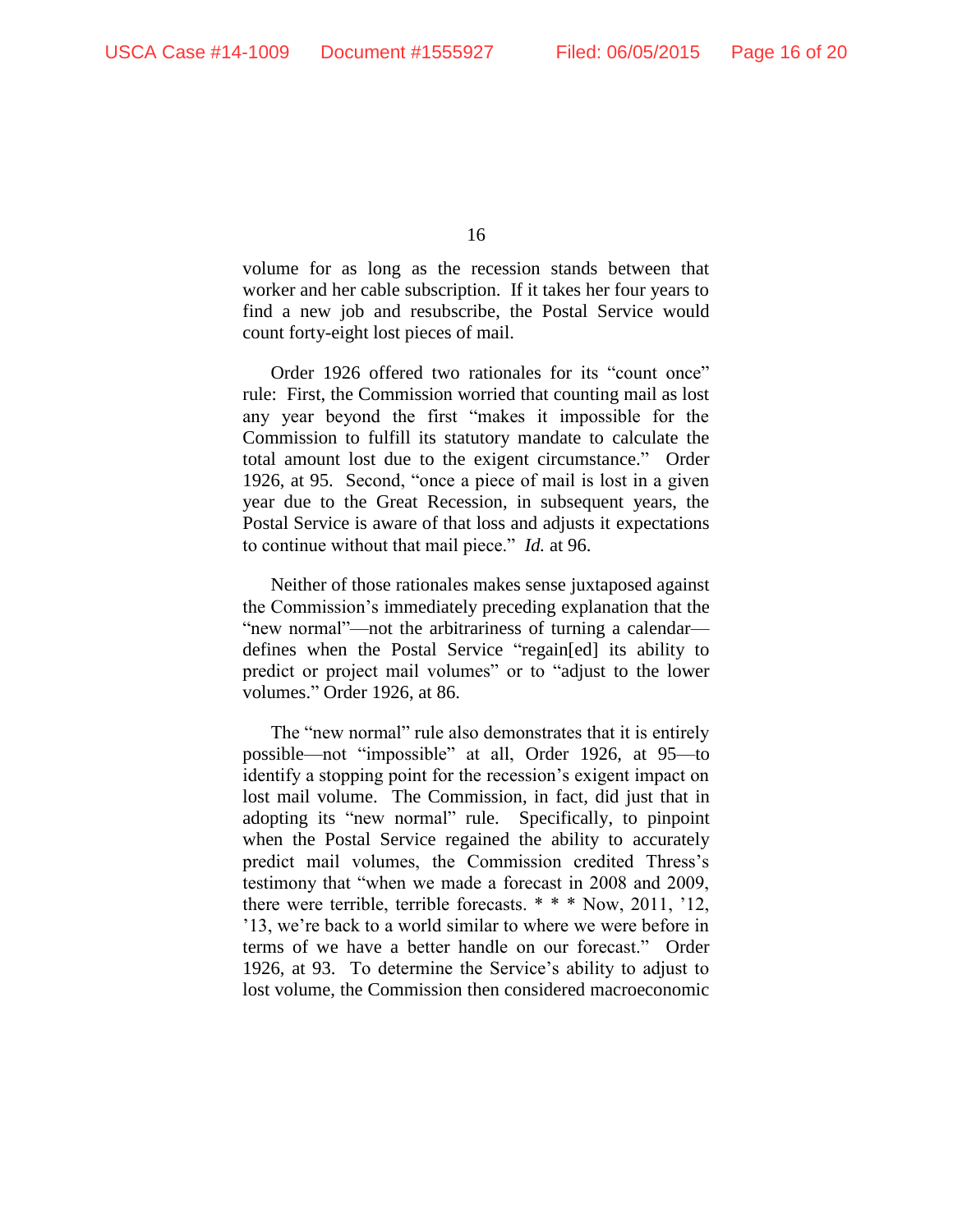volume for as long as the recession stands between that worker and her cable subscription. If it takes her four years to find a new job and resubscribe, the Postal Service would count forty-eight lost pieces of mail.

Order 1926 offered two rationales for its "count once" rule: First, the Commission worried that counting mail as lost any year beyond the first "makes it impossible for the Commission to fulfill its statutory mandate to calculate the total amount lost due to the exigent circumstance." Order 1926, at 95. Second, "once a piece of mail is lost in a given year due to the Great Recession, in subsequent years, the Postal Service is aware of that loss and adjusts it expectations to continue without that mail piece." *Id.* at 96.

Neither of those rationales makes sense juxtaposed against the Commission's immediately preceding explanation that the "new normal"—not the arbitrariness of turning a calendar—defines when the Postal Service "regain[ed] its ability to predict or project mail volumes" or to "adjust to the lower volumes." Order 1926, at 86.

The "new normal" rule also demonstrates that it is entirely possible—not "impossible" at all, Order 1926, at 95—to identify a stopping point for the recession's exigent impact on lost mail volume. The Commission, in fact, did just that in adopting its "new normal" rule. Specifically, to pinpoint when the Postal Service regained the ability to accurately predict mail volumes, the Commission credited Thress's testimony that "when we made a forecast in 2008 and 2009, there were terrible, terrible forecasts. * * * Now, 2011, '12, '13, we're back to a world similar to where we were before in terms of we have a better handle on our forecast." Order 1926, at 93. To determine the Service's ability to adjust to lost volume, the Commission then considered macroeconomic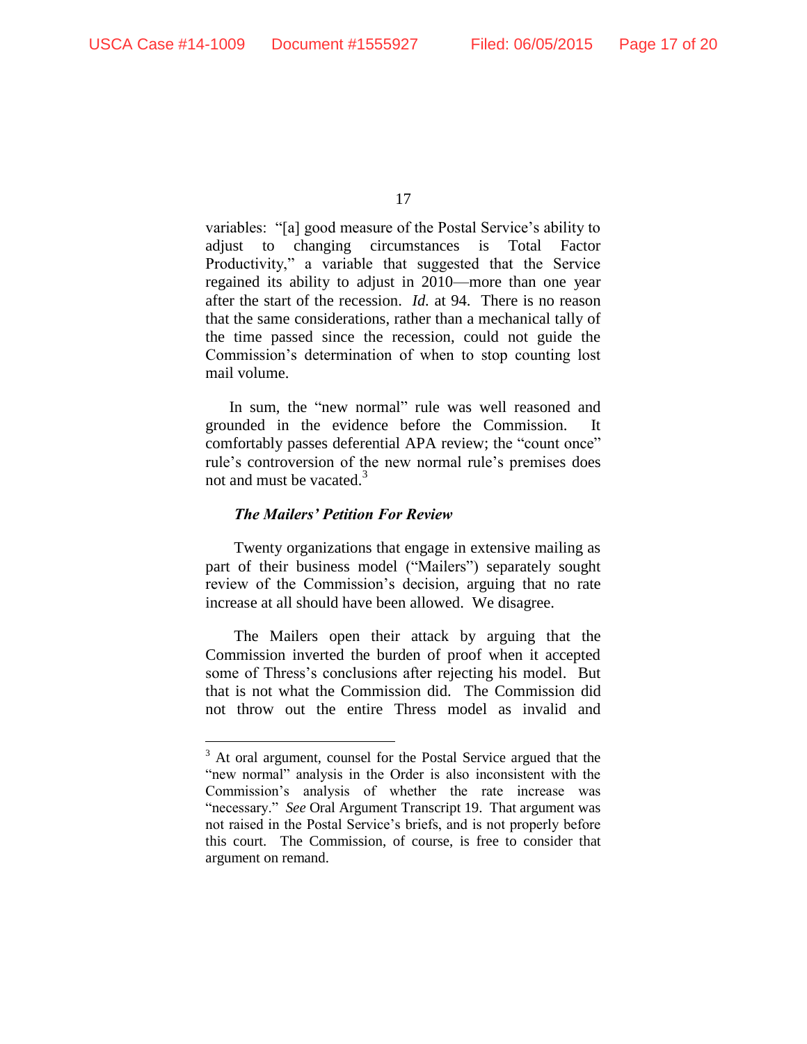variables: "[a] good measure of the Postal Service's ability to adjust to changing circumstances is Total Factor Productivity," a variable that suggested that the Service regained its ability to adjust in 2010—more than one year after the start of the recession. *Id.* at 94. There is no reason that the same considerations, rather than a mechanical tally of the time passed since the recession, could not guide the Commission's determination of when to stop counting lost mail volume.

In sum, the "new normal" rule was well reasoned and grounded in the evidence before the Commission. It comfortably passes deferential APA review; the "count once" rule's controversion of the new normal rule's premises does not and must be vacated.[3]

***The Mailers' Petition For Review***

Twenty organizations that engage in extensive mailing as part of their business model ("Mailers") separately sought review of the Commission's decision, arguing that no rate increase at all should have been allowed. We disagree.

The Mailers open their attack by arguing that the Commission inverted the burden of proof when it accepted some of Thress's conclusions after rejecting his model. But that is not what the Commission did. The Commission did not throw out the entire Thress model as invalid and

[3] At oral argument, counsel for the Postal Service argued that the "new normal" analysis in the Order is also inconsistent with the Commission's analysis of whether the rate increase was "necessary." *See* Oral Argument Transcript 19. That argument was not raised in the Postal Service's briefs, and is not properly before this court. The Commission, of course, is free to consider that argument on remand.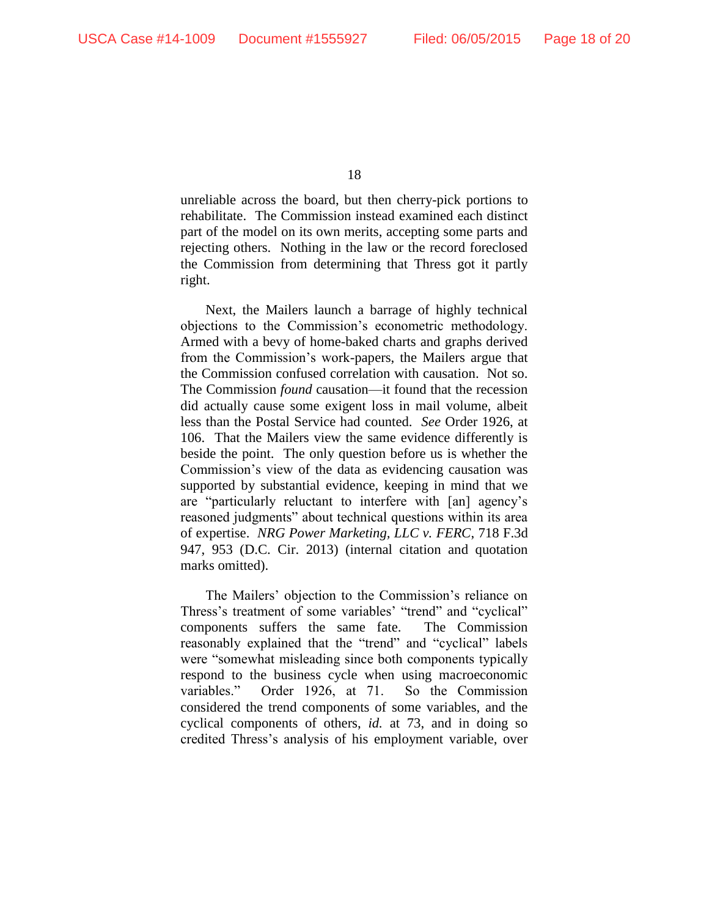unreliable across the board, but then cherry-pick portions to rehabilitate. The Commission instead examined each distinct part of the model on its own merits, accepting some parts and rejecting others. Nothing in the law or the record foreclosed the Commission from determining that Thress got it partly right.

Next, the Mailers launch a barrage of highly technical objections to the Commission's econometric methodology. Armed with a bevy of home-baked charts and graphs derived from the Commission's work-papers, the Mailers argue that the Commission confused correlation with causation. Not so. The Commission *found* causation—it found that the recession did actually cause some exigent loss in mail volume, albeit less than the Postal Service had counted. *See* Order 1926, at 106. That the Mailers view the same evidence differently is beside the point. The only question before us is whether the Commission's view of the data as evidencing causation was supported by substantial evidence, keeping in mind that we are "particularly reluctant to interfere with [an] agency's reasoned judgments" about technical questions within its area of expertise. *NRG Power Marketing, LLC v. FERC*, 718 F.3d 947, 953 (D.C. Cir. 2013) (internal citation and quotation marks omitted).

The Mailers' objection to the Commission's reliance on Thress's treatment of some variables' "trend" and "cyclical" components suffers the same fate. The Commission reasonably explained that the "trend" and "cyclical" labels were "somewhat misleading since both components typically respond to the business cycle when using macroeconomic variables." Order 1926, at 71. So the Commission considered the trend components of some variables, and the cyclical components of others, *id.* at 73, and in doing so credited Thress's analysis of his employment variable, over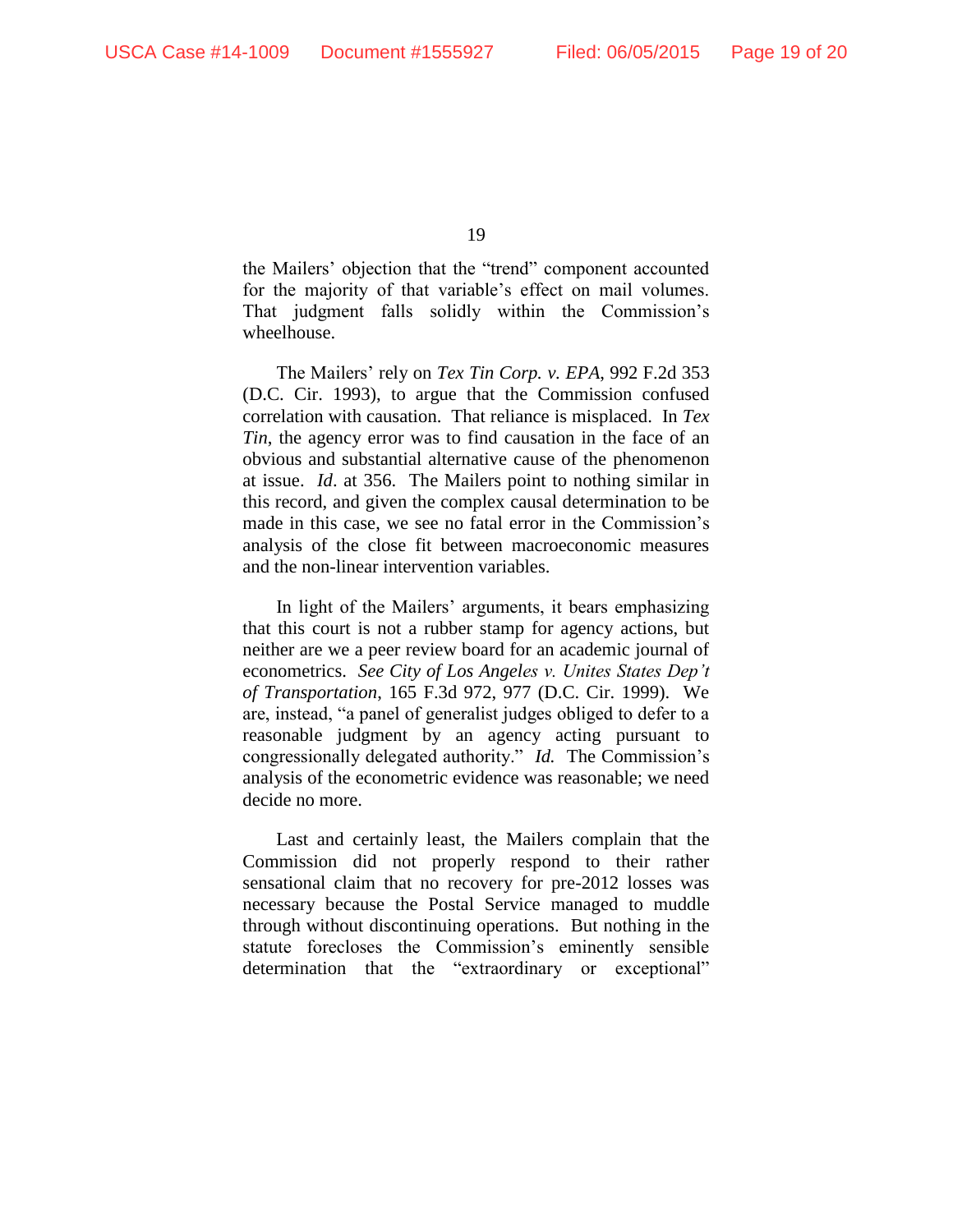the Mailers' objection that the "trend" component accounted for the majority of that variable's effect on mail volumes. That judgment falls solidly within the Commission's wheelhouse.

The Mailers' rely on *Tex Tin Corp. v. EPA*, 992 F.2d 353 (D.C. Cir. 1993), to argue that the Commission confused correlation with causation. That reliance is misplaced. In *Tex Tin*, the agency error was to find causation in the face of an obvious and substantial alternative cause of the phenomenon at issue. *Id*. at 356. The Mailers point to nothing similar in this record, and given the complex causal determination to be made in this case, we see no fatal error in the Commission's analysis of the close fit between macroeconomic measures and the non-linear intervention variables.

In light of the Mailers' arguments, it bears emphasizing that this court is not a rubber stamp for agency actions, but neither are we a peer review board for an academic journal of econometrics. *See City of Los Angeles v. Unites States Dep't of Transportation*, 165 F.3d 972, 977 (D.C. Cir. 1999). We are, instead, "a panel of generalist judges obliged to defer to a reasonable judgment by an agency acting pursuant to congressionally delegated authority." *Id.* The Commission's analysis of the econometric evidence was reasonable; we need decide no more.

Last and certainly least, the Mailers complain that the Commission did not properly respond to their rather sensational claim that no recovery for pre-2012 losses was necessary because the Postal Service managed to muddle through without discontinuing operations. But nothing in the statute forecloses the Commission's eminently sensible determination that the "extraordinary or exceptional"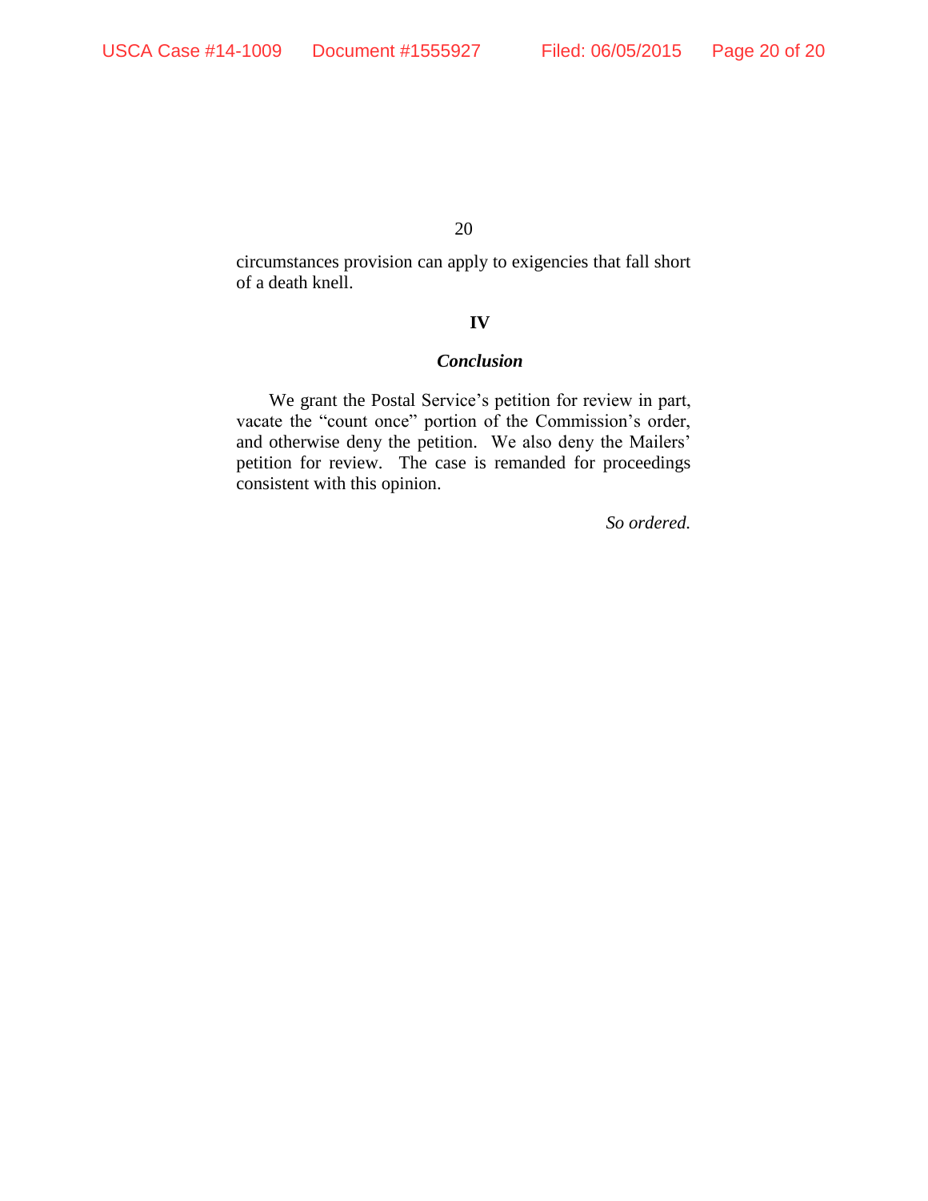circumstances provision can apply to exigencies that fall short of a death knell.

## IV

### *Conclusion*

We grant the Postal Service's petition for review in part, vacate the "count once" portion of the Commission's order, and otherwise deny the petition. We also deny the Mailers' petition for review. The case is remanded for proceedings consistent with this opinion.

*So ordered.*